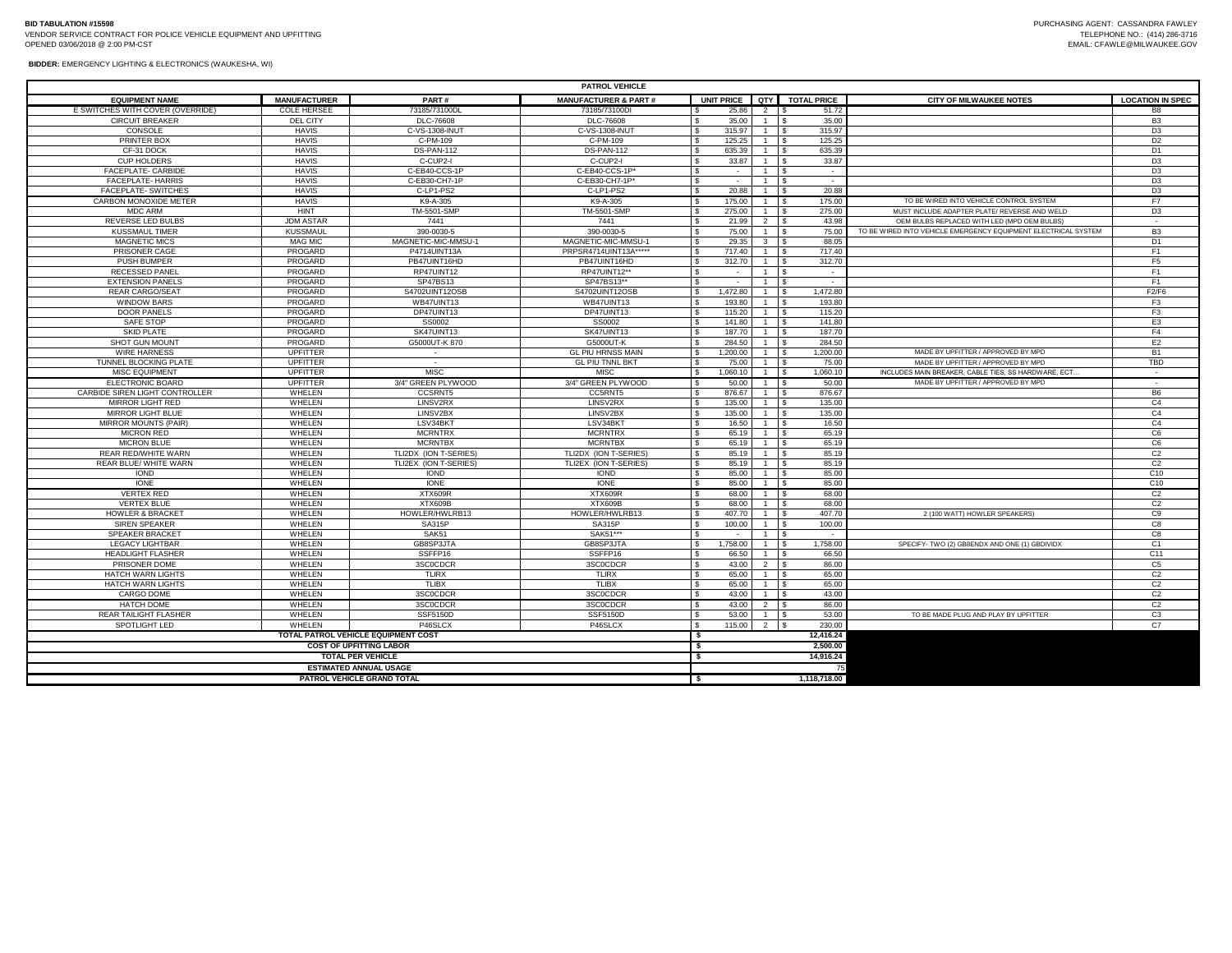**BID TABULATION #15598**
VENDOR SERVICE CONTRACT FOR POLICE VEHICLE EQUIPMENT AND UPFITTING
OPENED 03/06/2018 @ 2:00 PM-CST

PURCHASING AGENT: CASSANDRA FAWLEY
TELEPHONE NO.: (414) 286-3716
EMAIL: CFAWLE@MILWAUKEE.GOV

**BIDDER:** EMERGENCY LIGHTING & ELECTRONICS (WAUKESHA, WI)

| PATROL VEHICLE | | | | | | | | |
|---|---|---|---|---|---|---|---|---|
| **EQUIPMENT NAME** | **MANUFACTURER** | **PART #** | **MANUFACTURER & PART #** | **UNIT PRICE** | **QTY** | **TOTAL PRICE** | **CITY OF MILWAUKEE NOTES** | **LOCATION IN SPEC** |
| E SWITCHES WITH COVER (OVERRIDE) | COLE HERSEE | 73185/73100DL | 73185/73100DI | $ 25.86 | 2 | $ 51.72 | | B8 |
| CIRCUIT BREAKER | DEL CITY | DLC-76608 | DLC-76608 | $ 35.00 | 1 | $ 35.00 | | B3 |
| CONSOLE | HAVIS | C-VS-1308-INUT | C-VS-1308-INUT | $ 315.97 | 1 | $ 315.97 | | D3 |
| PRINTER BOX | HAVIS | C-PM-109 | C-PM-109 | $ 125.25 | 1 | $ 125.25 | | D2 |
| CF-31 DOCK | HAVIS | DS-PAN-112 | DS-PAN-112 | $ 635.39 | 1 | $ 635.39 | | D1 |
| CUP HOLDERS | HAVIS | C-CUP2-I | C-CUP2-I | $ 33.87 | 1 | $ 33.87 | | D3 |
| FACEPLATE- CARBIDE | HAVIS | C-EB40-CCS-1P | C-EB40-CCS-1P* | $ - | 1 | $ - | | D3 |
| FACEPLATE- HARRIS | HAVIS | C-EB30-CH7-1P | C-EB30-CH7-1P* | $ - | 1 | $ - | | D3 |
| FACEPLATE- SWITCHES | HAVIS | C-LP1-PS2 | C-LP1-PS2 | $ 20.88 | 1 | $ 20.88 | | D3 |
| CARBON MONOXIDE METER | HAVIS | K9-A-305 | K9-A-305 | $ 175.00 | 1 | $ 175.00 | TO BE WIRED INTO VEHICLE CONTROL SYSTEM | F7 |
| MDC ARM | HINT | TM-5501-SMP | TM-5501-SMP | $ 275.00 | 1 | $ 275.00 | MUST INCLUDE ADAPTER PLATE/ REVERSE AND WELD | D3 |
| REVERSE LED BULBS | JDM ASTAR | 7441 | 7441 | $ 21.99 | 2 | $ 43.98 | OEM BULBS REPLACED WITH LED (MPD OEM BULBS) | - |
| KUSSMAUL TIMER | KUSSMAUL | 390-0030-5 | 390-0030-5 | $ 75.00 | 1 | $ 75.00 | TO BE WIRED INTO VEHICLE EMERGENCY EQUIPMENT ELECTRICAL SYSTEM | B3 |
| MAGNETIC MICS | MAG MIC | MAGNETIC-MIC-MMSU-1 | MAGNETIC-MIC-MMSU-1 | $ 29.35 | 3 | $ 88.05 | | D1 |
| PRISONER CAGE | PROGARD | P4714UINT13A | PRPSR4714UINT13A***** | $ 717.40 | 1 | $ 717.40 | | F1 |
| PUSH BUMPER | PROGARD | PB47UINT16HD | PB47UINT16HD | $ 312.70 | 1 | $ 312.70 | | F5 |
| RECESSED PANEL | PROGARD | RP47UINT12 | RP47UINT12** | $ - | 1 | $ - | | F1 |
| EXTENSION PANELS | PROGARD | SP47BS13 | SP47BS13** | $ - | 1 | $ - | | F1 |
| REAR CARGO/SEAT | PROGARD | S4702UINT12OSB | S4702UINT12OSB | $ 1,472.80 | 1 | $ 1,472.80 | | F2/F6 |
| WINDOW BARS | PROGARD | WB47UINT13 | WB47UINT13 | $ 193.80 | 1 | $ 193.80 | | F3 |
| DOOR PANELS | PROGARD | DP47UINT13 | DP47UINT13 | $ 115.20 | 1 | $ 115.20 | | F3 |
| SAFE STOP | PROGARD | SS0002 | SS0002 | $ 141.80 | 1 | $ 141.80 | | E3 |
| SKID PLATE | PROGARD | SK47UINT13 | SK47UINT13 | $ 187.70 | 1 | $ 187.70 | | F4 |
| SHOT GUN MOUNT | PROGARD | G5000UT-K 870 | G5000UT-K | $ 284.50 | 1 | $ 284.50 | | E2 |
| WIRE HARNESS | UPFITTER | - | GL PIU HRNSS MAIN | $ 1,200.00 | 1 | $ 1,200.00 | MADE BY UPFITTER / APPROVED BY MPD | B1 |
| TUNNEL BLOCKING PLATE | UPFITTER | - | GL PIU TNNL BKT | $ 75.00 | 1 | $ 75.00 | MADE BY UPFITTER / APPROVED BY MPD | TBD |
| MISC EQUIPMENT | UPFITTER | MISC | MISC | $ 1,060.10 | 1 | $ 1,060.10 | INCLUDES MAIN BREAKER, CABLE TIES, SS HARDWARE, ECT... | - |
| ELECTRONIC BOARD | UPFITTER | 3/4" GREEN PLYWOOD | 3/4" GREEN PLYWOOD | $ 50.00 | 1 | $ 50.00 | MADE BY UPFITTER / APPROVED BY MPD | - |
| CARBIDE SIREN LIGHT CONTROLLER | WHELEN | CCSRNT5 | CC5RNT5 | $ 876.67 | 1 | $ 876.67 | | B6 |
| MIRROR LIGHT RED | WHELEN | LINSV2RX | LINSV2RX | $ 135.00 | 1 | $ 135.00 | | C4 |
| MIRROR LIGHT BLUE | WHELEN | LINSV2BX | LINSV2BX | $ 135.00 | 1 | $ 135.00 | | C4 |
| MIRROR MOUNTS (PAIR) | WHELEN | LSV34BKT | LSV34BKT | $ 16.50 | 1 | $ 16.50 | | C4 |
| MICRON RED | WHELEN | MCRNTRX | MCRNTRX | $ 65.19 | 1 | $ 65.19 | | C6 |
| MICRON BLUE | WHELEN | MCRNTBX | MCRNTBX | $ 65.19 | 1 | $ 65.19 | | C6 |
| REAR RED/WHITE WARN | WHELEN | TLI2DX (ION T-SERIES) | TLI2DX (ION T-SERIES) | $ 85.19 | 1 | $ 85.19 | | C2 |
| REAR BLUE/ WHITE WARN | WHELEN | TLI2EX (ION T-SERIES) | TLI2EX (ION T-SERIES) | $ 85.19 | 1 | $ 85.19 | | C2 |
| IOND | WHELEN | IOND | IOND | $ 85.00 | 1 | $ 85.00 | | C10 |
| IONE | WHELEN | IONE | IONE | $ 85.00 | 1 | $ 85.00 | | C10 |
| VERTEX RED | WHELEN | XTX609R | XTX609R | $ 68.00 | 1 | $ 68.00 | | C2 |
| VERTEX BLUE | WHELEN | XTX609B | XTX609B | $ 68.00 | 1 | $ 68.00 | | C2 |
| HOWLER & BRACKET | WHELEN | HOWLER/HWLRB13 | HOWLER/HWLRB13 | $ 407.70 | 1 | $ 407.70 | 2 (100 WATT) HOWLER SPEAKERS) | C9 |
| SIREN SPEAKER | WHELEN | SA315P | SA315P | $ 100.00 | 1 | $ 100.00 | | C8 |
| SPEAKER BRACKET | WHELEN | SAK51 | SAK51*** | $ - | 1 | $ - | | C8 |
| LEGACY LIGHTBAR | WHELEN | GB8SP3JTA | GB8SP3JTA | $ 1,758.00 | 1 | $ 1,758.00 | SPECIFY- TWO (2) GB8ENDX AND ONE (1) GBDIVIDX | C1 |
| HEADLIGHT FLASHER | WHELEN | SSFFP16 | SSFFP16 | $ 66.50 | 1 | $ 66.50 | | C11 |
| PRISONER DOME | WHELEN | 3SC0CDCR | 3SC0CDCR | $ 43.00 | 2 | $ 86.00 | | C5 |
| HATCH WARN LIGHTS | WHELEN | TLIRX | TLIRX | $ 65.00 | 1 | $ 65.00 | | C2 |
| HATCH WARN LIGHTS | WHELEN | TLIBX | TLIBX | $ 65.00 | 1 | $ 65.00 | | C2 |
| CARGO DOME | WHELEN | 3SC0CDCR | 3SC0CDCR | $ 43.00 | 1 | $ 43.00 | | C2 |
| HATCH DOME | WHELEN | 3SC0CDCR | 3SC0CDCR | $ 43.00 | 2 | $ 86.00 | | C2 |
| REAR TAILIGHT FLASHER | WHELEN | SSF5150D | SSF5150D | $ 53.00 | 1 | $ 53.00 | TO BE MADE PLUG AND PLAY BY UPFITTER | C3 |
| SPOTLIGHT LED | WHELEN | P46SLCX | P46SLCX | $ 115.00 | 2 | $ 230.00 | | C7 |
| **TOTAL PATROL VEHICLE EQUIPMENT COST** | | | | $ | | 12,416.24 | | |
| **COST OF UPFITTING LABOR** | | | | $ | | 2,500.00 | | |
| **TOTAL PER VEHICLE** | | | | $ | | 14,916.24 | | |
| **ESTIMATED ANNUAL USAGE** | | | | | | 75 | | |
| **PATROL VEHICLE GRAND TOTAL** | | | | $ | | 1,118,718.00 | | |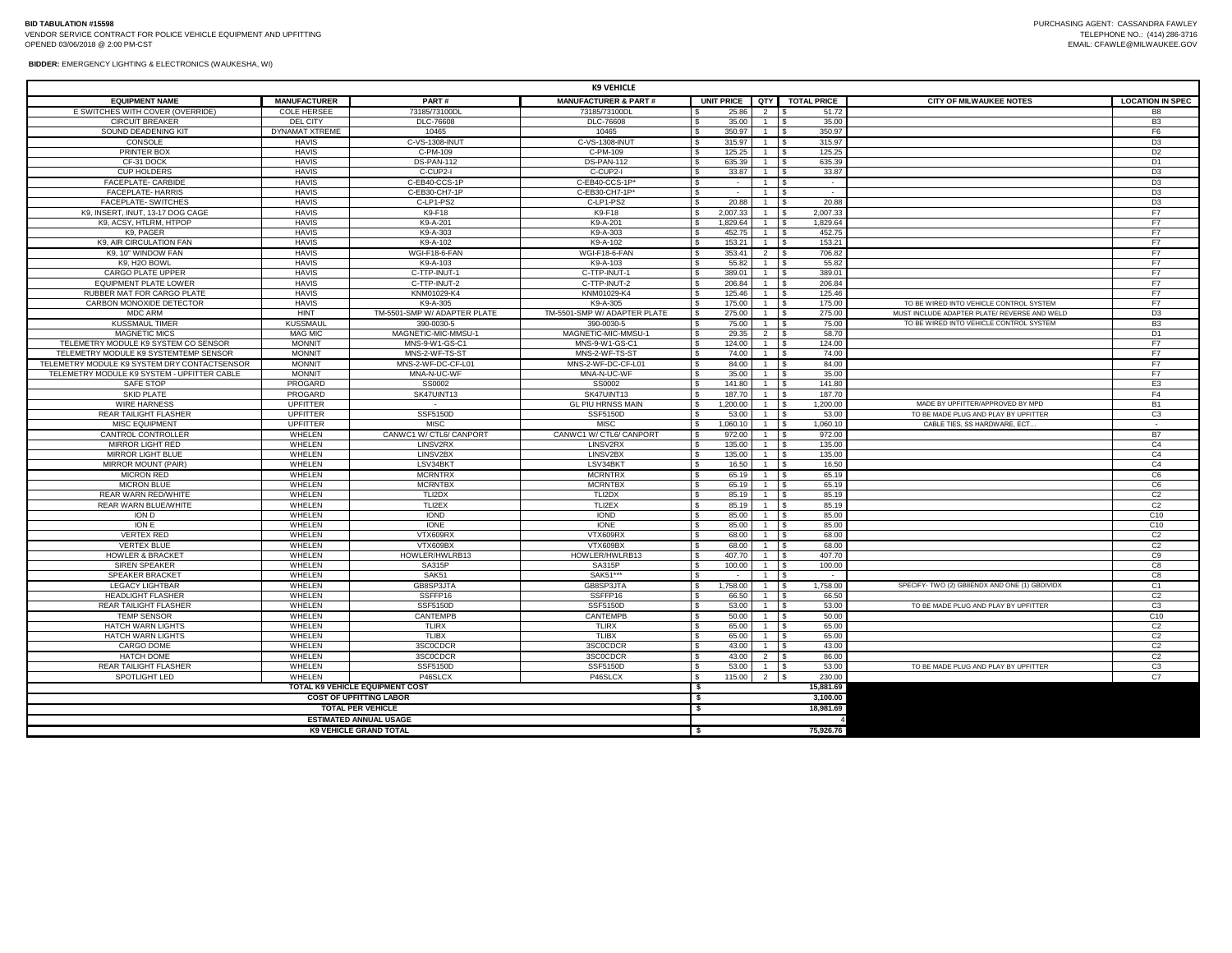**BID TABULATION #15598**
VENDOR SERVICE CONTRACT FOR POLICE VEHICLE EQUIPMENT AND UPFITTING
OPENED 03/06/2018 @ 2:00 PM-CST

PURCHASING AGENT: CASSANDRA FAWLEY
TELEPHONE NO.: (414) 286-3716
EMAIL: CFAWLE@MILWAUKEE.GOV

**BIDDER:** EMERGENCY LIGHTING & ELECTRONICS (WAUKESHA, WI)

| K9 VEHICLE | | | | | | | | |
|---|---|---|---|---|---|---|---|---|
| **EQUIPMENT NAME** | **MANUFACTURER** | **PART #** | **MANUFACTURER & PART #** | **UNIT PRICE** | **QTY** | **TOTAL PRICE** | **CITY OF MILWAUKEE NOTES** | **LOCATION IN SPEC** |
| E SWITCHES WITH COVER (OVERRIDE) | COLE HERSEE | 73185/73100DL | 73185/73100DL | $ 25.86 | 2 | $ 51.72 | | B8 |
| CIRCUIT BREAKER | DEL CITY | DLC-76608 | DLC-76608 | $ 35.00 | 1 | $ 35.00 | | B3 |
| SOUND DEADENING KIT | DYNAMAT XTREME | 10465 | 10465 | $ 350.97 | 1 | $ 350.97 | | F6 |
| CONSOLE | HAVIS | C-VS-1308-INUT | C-VS-1308-INUT | $ 315.97 | 1 | $ 315.97 | | D3 |
| PRINTER BOX | HAVIS | C-PM-109 | C-PM-109 | $ 125.25 | 1 | $ 125.25 | | D2 |
| CF-31 DOCK | HAVIS | DS-PAN-112 | DS-PAN-112 | $ 635.39 | 1 | $ 635.39 | | D1 |
| CUP HOLDERS | HAVIS | C-CUP2-I | C-CUP2-I | $ 33.87 | 1 | $ 33.87 | | D3 |
| FACEPLATE- CARBIDE | HAVIS | C-EB40-CCS-1P | C-EB40-CCS-1P* | $ - | 1 | $ - | | D3 |
| FACEPLATE- HARRIS | HAVIS | C-EB30-CH7-1P | C-EB30-CH7-1P* | $ - | 1 | $ - | | D3 |
| FACEPLATE- SWITCHES | HAVIS | C-LP1-PS2 | C-LP1-PS2 | $ 20.88 | 1 | $ 20.88 | | D3 |
| K9, INSERT, INUT, 13-17 DOG CAGE | HAVIS | K9-F18 | K9-F18 | $ 2,007.33 | 1 | $ 2,007.33 | | F7 |
| K9, ACSY, HTLRM, HTPOP | HAVIS | K9-A-201 | K9-A-201 | $ 1,829.64 | 1 | $ 1,829.64 | | F7 |
| K9, PAGER | HAVIS | K9-A-303 | K9-A-303 | $ 452.75 | 1 | $ 452.75 | | F7 |
| K9, AIR CIRCULATION FAN | HAVIS | K9-A-102 | K9-A-102 | $ 153.21 | 1 | $ 153.21 | | F7 |
| K9, 10" WINDOW FAN | HAVIS | WGI-F18-6-FAN | WGI-F18-6-FAN | $ 353.41 | 2 | $ 706.82 | | F7 |
| K9, H2O BOWL | HAVIS | K9-A-103 | K9-A-103 | $ 55.82 | 1 | $ 55.82 | | F7 |
| CARGO PLATE UPPER | HAVIS | C-TTP-INUT-1 | C-TTP-INUT-1 | $ 389.01 | 1 | $ 389.01 | | F7 |
| EQUIPMENT PLATE LOWER | HAVIS | C-TTP-INUT-2 | C-TTP-INUT-2 | $ 206.84 | 1 | $ 206.84 | | F7 |
| RUBBER MAT FOR CARGO PLATE | HAVIS | KNM01029-K4 | KNM01029-K4 | $ 125.46 | 1 | $ 125.46 | | F7 |
| CARBON MONOXIDE DETECTOR | HAVIS | K9-A-305 | K9-A-305 | $ 175.00 | 1 | $ 175.00 | TO BE WIRED INTO VEHICLE CONTROL SYSTEM | F7 |
| MDC ARM | HINT | TM-5501-SMP W/ ADAPTER PLATE | TM-5501-SMP W/ ADAPTER PLATE | $ 275.00 | 1 | $ 275.00 | MUST INCLUDE ADAPTER PLATE/ REVERSE AND WELD | D3 |
| KUSSMAUL TIMER | KUSSMAUL | 390-0030-5 | 390-0030-5 | $ 75.00 | 1 | $ 75.00 | TO BE WIRED INTO VEHICLE CONTROL SYSTEM | B3 |
| MAGNETIC MICS | MAG MIC | MAGNETIC-MIC-MMSU-1 | MAGNETIC-MIC-MMSU-1 | $ 29.35 | 2 | $ 58.70 | | D1 |
| TELEMETRY MODULE K9 SYSTEM CO SENSOR | MONNIT | MNS-9-W1-GS-C1 | MNS-9-W1-GS-C1 | $ 124.00 | 1 | $ 124.00 | | F7 |
| TELEMETRY MODULE K9 SYSTEMTEMP SENSOR | MONNIT | MNS-2-WF-TS-ST | MNS-2-WF-TS-ST | $ 74.00 | 1 | $ 74.00 | | F7 |
| TELEMETRY MODULE K9 SYSTEM DRY CONTACTSENSOR | MONNIT | MNS-2-WF-DC-CF-L01 | MNS-2-WF-DC-CF-L01 | $ 84.00 | 1 | $ 84.00 | | F7 |
| TELEMETRY MODULE K9 SYSTEM - UPFITTER CABLE | MONNIT | MNA-N-UC-WF | MNA-N-UC-WF | $ 35.00 | 1 | $ 35.00 | | F7 |
| SAFE STOP | PROGARD | SS0002 | SS0002 | $ 141.80 | 1 | $ 141.80 | | E3 |
| SKID PLATE | PROGARD | SK47UINT13 | SK47UINT13 | $ 187.70 | 1 | $ 187.70 | | F4 |
| WIRE HARNESS | UPFITTER | - | GL PIU HRNSS MAIN | $ 1,200.00 | 1 | $ 1,200.00 | MADE BY UPFITTER/APPROVED BY MPD | B1 |
| REAR TAILIGHT FLASHER | UPFITTER | SSF5150D | SSF5150D | $ 53.00 | 1 | $ 53.00 | TO BE MADE PLUG AND PLAY BY UPFITTER | C3 |
| MISC EQUIPMENT | UPFITTER | MISC | MISC | $ 1,060.10 | 1 | $ 1,060.10 | CABLE TIES, SS HARDWARE, ECT… | - |
| CANTROL CONTROLLER | WHELEN | CANWC1 W/ CTL6/ CANPORT | CANWC1 W/ CTL6/ CANPORT | $ 972.00 | 1 | $ 972.00 | | B7 |
| MIRROR LIGHT RED | WHELEN | LINSV2RX | LINSV2RX | $ 135.00 | 1 | $ 135.00 | | C4 |
| MIRROR LIGHT BLUE | WHELEN | LINSV2BX | LINSV2BX | $ 135.00 | 1 | $ 135.00 | | C4 |
| MIRROR MOUNT (PAIR) | WHELEN | LSV34BKT | LSV34BKT | $ 16.50 | 1 | $ 16.50 | | C4 |
| MICRON RED | WHELEN | MCRNTRX | MCRNTRX | $ 65.19 | 1 | $ 65.19 | | C6 |
| MICRON BLUE | WHELEN | MCRNTBX | MCRNTBX | $ 65.19 | 1 | $ 65.19 | | C6 |
| REAR WARN RED/WHITE | WHELEN | TLI2DX | TLI2DX | $ 85.19 | 1 | $ 85.19 | | C2 |
| REAR WARN BLUE/WHITE | WHELEN | TLI2EX | TLI2EX | $ 85.19 | 1 | $ 85.19 | | C2 |
| ION D | WHELEN | IOND | IOND | $ 85.00 | 1 | $ 85.00 | | C10 |
| ION E | WHELEN | IONE | IONE | $ 85.00 | 1 | $ 85.00 | | C10 |
| VERTEX RED | WHELEN | VTX609RX | VTX609RX | $ 68.00 | 1 | $ 68.00 | | C2 |
| VERTEX BLUE | WHELEN | VTX609BX | VTX609BX | $ 68.00 | 1 | $ 68.00 | | C2 |
| HOWLER & BRACKET | WHELEN | HOWLER/HWLRB13 | HOWLER/HWLRB13 | $ 407.70 | 1 | $ 407.70 | | C9 |
| SIREN SPEAKER | WHELEN | SA315P | SA315P | $ 100.00 | 1 | $ 100.00 | | C8 |
| SPEAKER BRACKET | WHELEN | SAK51 | SAK51*** | $ - | 1 | $ - | | C8 |
| LEGACY LIGHTBAR | WHELEN | GB8SP3JTA | GB8SP3JTA | $ 1,758.00 | 1 | $ 1,758.00 | SPECIFY- TWO (2) GB8ENDX AND ONE (1) GBDIVIDX | C1 |
| HEADLIGHT FLASHER | WHELEN | SSFFP16 | SSFFP16 | $ 66.50 | 1 | $ 66.50 | | C2 |
| REAR TAILIGHT FLASHER | WHELEN | SSF5150D | SSF5150D | $ 53.00 | 1 | $ 53.00 | TO BE MADE PLUG AND PLAY BY UPFITTER | C3 |
| TEMP SENSOR | WHELEN | CANTEMPB | CANTEMPB | $ 50.00 | 1 | $ 50.00 | | C10 |
| HATCH WARN LIGHTS | WHELEN | TLIRX | TLIRX | $ 65.00 | 1 | $ 65.00 | | C2 |
| HATCH WARN LIGHTS | WHELEN | TLIBX | TLIBX | $ 65.00 | 1 | $ 65.00 | | C2 |
| CARGO DOME | WHELEN | 3SC0CDCR | 3SC0CDCR | $ 43.00 | 1 | $ 43.00 | | C2 |
| HATCH DOME | WHELEN | 3SC0CDCR | 3SC0CDCR | $ 43.00 | 2 | $ 86.00 | | C2 |
| REAR TAILIGHT FLASHER | WHELEN | SSF5150D | SSF5150D | $ 53.00 | 1 | $ 53.00 | TO BE MADE PLUG AND PLAY BY UPFITTER | C3 |
| SPOTLIGHT LED | WHELEN | P46SLCX | P46SLCX | $ 115.00 | 2 | $ 230.00 | | C7 |
| | | **TOTAL K9 VEHICLE EQUIPMENT COST** | | **$** | | **15,881.69** | | |
| | | **COST OF UPFITTING LABOR** | | **$** | | **3,100.00** | | |
| | | **TOTAL PER VEHICLE** | | **$** | | **18,981.69** | | |
| | | **ESTIMATED ANNUAL USAGE** | | | | **4** | | |
| | | **K9 VEHICLE GRAND TOTAL** | | **$** | | **75,926.76** | | |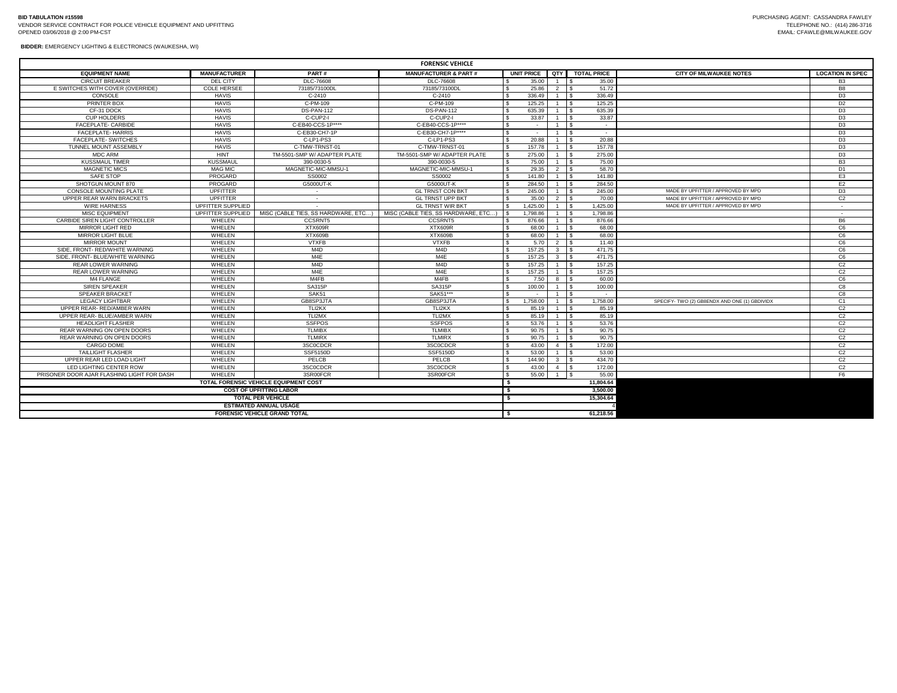**BID TABULATION #15598**
VENDOR SERVICE CONTRACT FOR POLICE VEHICLE EQUIPMENT AND UPFITTING
OPENED 03/06/2018 @ 2:00 PM-CST

PURCHASING AGENT: CASSANDRA FAWLEY
TELEPHONE NO.: (414) 286-3716
EMAIL: CFAWLE@MILWAUKEE.GOV

**BIDDER:** EMERGENCY LIGHTING & ELECTRONICS (WAUKESHA, WI)

| FORENSIC VEHICLE | | | | | | | | |
|---|---|---|---|---|---|---|---|---|
| **EQUIPMENT NAME** | **MANUFACTURER** | **PART #** | **MANUFACTURER & PART #** | **UNIT PRICE** | **QTY** | **TOTAL PRICE** | **CITY OF MILWAUKEE NOTES** | **LOCATION IN SPEC** |
| CIRCUIT BREAKER | DEL CITY | DLC-76608 | DLC-76608 | $ 35.00 | 1 | $ 35.00 | | B3 |
| E SWITCHES WITH COVER (OVERRIDE) | COLE HERSEE | 73185/73100DL | 73185/73100DL | $ 25.86 | 2 | $ 51.72 | | B8 |
| CONSOLE | HAVIS | C-2410 | C-2410 | $ 336.49 | 1 | $ 336.49 | | D3 |
| PRINTER BOX | HAVIS | C-PM-109 | C-PM-109 | $ 125.25 | 1 | $ 125.25 | | D2 |
| CF-31 DOCK | HAVIS | DS-PAN-112 | DS-PAN-112 | $ 635.39 | 1 | $ 635.39 | | D3 |
| CUP HOLDERS | HAVIS | C-CUP2-I | C-CUP2-I | $ 33.87 | 1 | $ 33.87 | | D3 |
| FACEPLATE- CARBIDE | HAVIS | C-EB40-CCS-1P**** | C-EB40-CCS-1P**** | $ - | 1 | $ - | | D3 |
| FACEPLATE- HARRIS | HAVIS | C-EB30-CH7-1P | C-EB30-CH7-1P**** | $ - | 1 | $ - | | D3 |
| FACEPLATE- SWITCHES | HAVIS | C-LP1-PS3 | C-LP1-PS3 | $ 20.88 | 1 | $ 20.88 | | D3 |
| TUNNEL MOUNT ASSEMBLY | HAVIS | C-TMW-TRNST-01 | C-TMW-TRNST-01 | $ 157.78 | 1 | $ 157.78 | | D3 |
| MDC ARM | HINT | TM-5501-SMP W/ ADAPTER PLATE | TM-5501-SMP W/ ADAPTER PLATE | $ 275.00 | 1 | $ 275.00 | | D3 |
| KUSSMAUL TIMER | KUSSMAUL | 390-0030-5 | 390-0030-5 | $ 75.00 | 1 | $ 75.00 | | B3 |
| MAGNETIC MICS | MAG MIC | MAGNETIC-MIC-MMSU-1 | MAGNETIC-MIC-MMSU-1 | $ 29.35 | 2 | $ 58.70 | | D1 |
| SAFE STOP | PROGARD | SS0002 | SS0002 | $ 141.80 | 1 | $ 141.80 | | E3 |
| SHOTGUN MOUNT 870 | PROGARD | G5000UT-K | G5000UT-K | $ 284.50 | 1 | $ 284.50 | | E2 |
| CONSOLE MOUNTING PLATE | UPFITTER | - | GL TRNST CON BKT | $ 245.00 | 1 | $ 245.00 | MADE BY UPFITTER / APPROVED BY MPD | D3 |
| UPPER REAR WARN BRACKETS | UPFITTER | - | GL TRNST UPP BKT | $ 35.00 | 2 | $ 70.00 | MADE BY UPFITTER / APPROVED BY MPD | C2 |
| WIRE HARNESS | UPFITTER SUPPLIED | - | GL TRNST WIR BKT | $ 1,425.00 | 1 | $ 1,425.00 | MADE BY UPFITTER / APPROVED BY MPD | - |
| MISC EQUIPMENT | UPFITTER SUPPLIED | MISC (CABLE TIES, SS HARDWARE, ETC…) | MISC (CABLE TIES, SS HARDWARE, ETC…) | $ 1,798.86 | 1 | $ 1,798.86 | | - |
| CARBIDE SIREN LIGHT CONTROLLER | WHELEN | CCSRNT5 | CCSRNT5 | $ 876.66 | 1 | $ 876.66 | | B6 |
| MIRROR LIGHT RED | WHELEN | XTX609R | XTX609R | $ 68.00 | 1 | $ 68.00 | | C6 |
| MIRROR LIGHT BLUE | WHELEN | XTX609B | XTX609B | $ 68.00 | 1 | $ 68.00 | | C6 |
| MIRROR MOUNT | WHELEN | VTXFB | VTXFB | $ 5.70 | 2 | $ 11.40 | | C6 |
| SIDE, FRONT- RED/WHITE WARNING | WHELEN | M4D | M4D | $ 157.25 | 3 | $ 471.75 | | C6 |
| SIDE, FRONT- BLUE/WHITE WARNING | WHELEN | M4E | M4E | $ 157.25 | 3 | $ 471.75 | | C6 |
| REAR LOWER WARNING | WHELEN | M4D | M4D | $ 157.25 | 1 | $ 157.25 | | C2 |
| REAR LOWER WARNING | WHELEN | M4E | M4E | $ 157.25 | 1 | $ 157.25 | | C2 |
| M4 FLANGE | WHELEN | M4FB | M4FB | $ 7.50 | 8 | $ 60.00 | | C6 |
| SIREN SPEAKER | WHELEN | SA315P | SA315P | $ 100.00 | 1 | $ 100.00 | | C8 |
| SPEAKER BRACKET | WHELEN | SAK51 | SAK51*** | $ - | 1 | $ - | | C8 |
| LEGACY LIGHTBAR | WHELEN | GB8SP3JTA | GB8SP3JTA | $ 1,758.00 | 1 | $ 1,758.00 | SPECIFY- TWO (2) GB8ENDX AND ONE (1) GBDIVIDX | C1 |
| UPPER REAR- RED/AMBER WARN | WHELEN | TLI2KX | TLI2KX | $ 85.19 | 1 | $ 85.19 | | C2 |
| UPPER REAR- BLUE/AMBER WARN | WHELEN | TLI2MX | TLI2MX | $ 85.19 | 1 | $ 85.19 | | C2 |
| HEADLIGHT FLASHER | WHELEN | SSFPOS | SSFPOS | $ 53.76 | 1 | $ 53.76 | | C2 |
| REAR WARNING ON OPEN DOORS | WHELEN | TLMIBX | TLMIBX | $ 90.75 | 1 | $ 90.75 | | C2 |
| REAR WARNING ON OPEN DOORS | WHELEN | TLMIRX | TLMIRX | $ 90.75 | 1 | $ 90.75 | | C2 |
| CARGO DOME | WHELEN | 3SC0CDCR | 3SC0CDCR | $ 43.00 | 4 | $ 172.00 | | C2 |
| TAILLIGHT FLASHER | WHELEN | SSF5150D | SSF5150D | $ 53.00 | 1 | $ 53.00 | | C2 |
| UPPER REAR LED LOAD LIGHT | WHELEN | PELCB | PELCB | $ 144.90 | 3 | $ 434.70 | | C2 |
| LED LIGHTING CENTER ROW | WHELEN | 3SC0CDCR | 3SC0CDCR | $ 43.00 | 4 | $ 172.00 | | C2 |
| PRISONER DOOR AJAR FLASHING LIGHT FOR DASH | WHELEN | 3SR00FCR | 3SR00FCR | $ 55.00 | 1 | $ 55.00 | | F6 |
| **TOTAL FORENSIC VEHICLE EQUIPMENT COST** | | | | | | **$ 11,804.64** | | |
| **COST OF UPFITTING LABOR** | | | | | | **$ 3,500.00** | | |
| **TOTAL PER VEHICLE** | | | | | | **$ 15,304.64** | | |
| **ESTIMATED ANNUAL USAGE** | | | | | | 4 | | |
| **FORENSIC VEHICLE GRAND TOTAL** | | | | | | **$ 61,218.56** | | |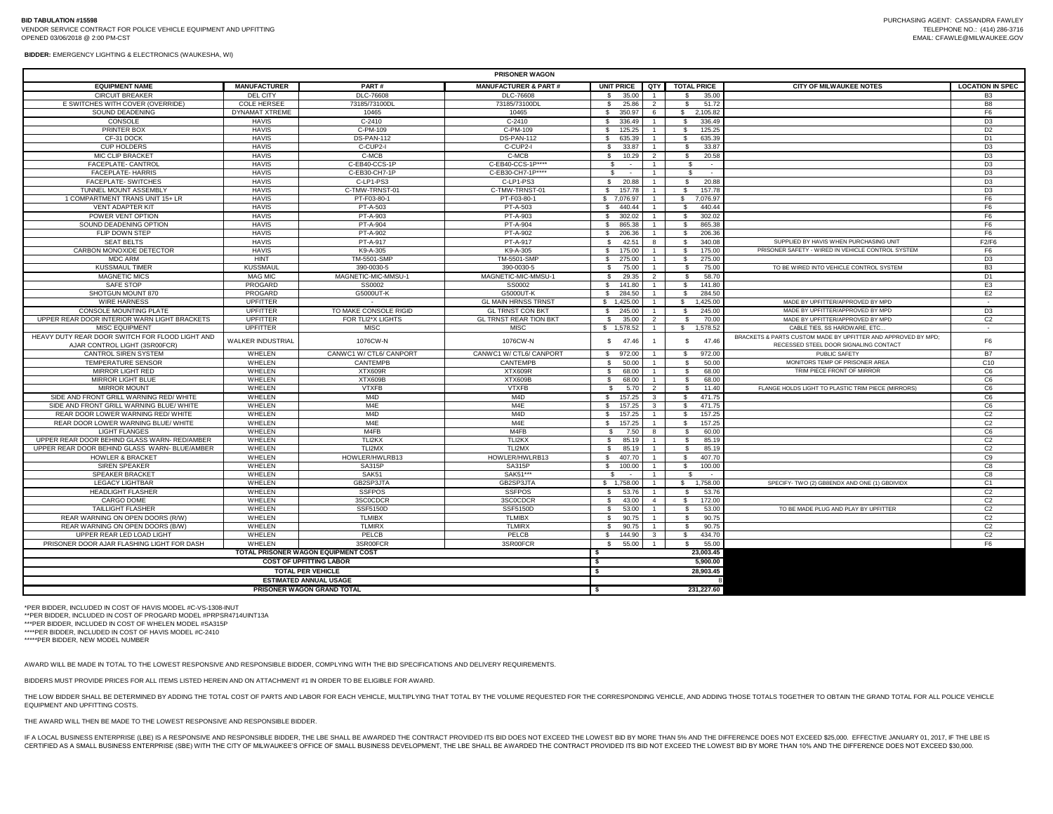**BID TABULATION #15598**
VENDOR SERVICE CONTRACT FOR POLICE VEHICLE EQUIPMENT AND UPFITTING
OPENED 03/06/2018 @ 2:00 PM-CST

PURCHASING AGENT: CASSANDRA FAWLEY
TELEPHONE NO.: (414) 286-3716
EMAIL: CFAWLE@MILWAUKEE.GOV

**BIDDER:** EMERGENCY LIGHTING & ELECTRONICS (WAUKESHA, WI)

| PRISONER WAGON | | | | | | | | |
|---|---|---|---|---|---|---|---|---|
| **EQUIPMENT NAME** | **MANUFACTURER** | **PART #** | **MANUFACTURER & PART #** | **UNIT PRICE** | **QTY** | **TOTAL PRICE** | **CITY OF MILWAUKEE NOTES** | **LOCATION IN SPEC** |
| CIRCUIT BREAKER | DEL CITY | DLC-76608 | DLC-76608 | $ 35.00 | 1 | $ 35.00 | | B3 |
| E SWITCHES WITH COVER (OVERRIDE) | COLE HERSEE | 73185/73100DL | 73185/73100DL | $ 25.86 | 2 | $ 51.72 | | B8 |
| SOUND DEADENING | DYNAMAT XTREME | 10465 | 10465 | $ 350.97 | 6 | $ 2,105.82 | | F6 |
| CONSOLE | HAVIS | C-2410 | C-2410 | $ 336.49 | 1 | $ 336.49 | | D3 |
| PRINTER BOX | HAVIS | C-PM-109 | C-PM-109 | $ 125.25 | 1 | $ 125.25 | | D2 |
| CF-31 DOCK | HAVIS | DS-PAN-112 | DS-PAN-112 | $ 635.39 | 1 | $ 635.39 | | D1 |
| CUP HOLDERS | HAVIS | C-CUP2-I | C-CUP2-I | $ 33.87 | 1 | $ 33.87 | | D3 |
| MIC CLIP BRACKET | HAVIS | C-MCB | C-MCB | $ 10.29 | 2 | $ 20.58 | | D3 |
| FACEPLATE- CANTROL | HAVIS | C-EB40-CCS-1P | C-EB40-CCS-1P**** | $ - | 1 | $ - | | D3 |
| FACEPLATE- HARRIS | HAVIS | C-EB30-CH7-1P | C-EB30-CH7-1P**** | $ - | 1 | $ - | | D3 |
| FACEPLATE- SWITCHES | HAVIS | C-LP1-PS3 | C-LP1-PS3 | $ 20.88 | 1 | $ 20.88 | | D3 |
| TUNNEL MOUNT ASSEMBLY | HAVIS | C-TMW-TRNST-01 | C-TMW-TRNST-01 | $ 157.78 | 1 | $ 157.78 | | D3 |
| 1 COMPARTMENT TRANS UNIT 15+ LR | HAVIS | PT-F03-80-1 | PT-F03-80-1 | $ 7,076.97 | 1 | $ 7,076.97 | | F6 |
| VENT ADAPTER KIT | HAVIS | PT-A-503 | PT-A-503 | $ 440.44 | 1 | $ 440.44 | | F6 |
| POWER VENT OPTION | HAVIS | PT-A-903 | PT-A-903 | $ 302.02 | 1 | $ 302.02 | | F6 |
| SOUND DEADENING OPTION | HAVIS | PT-A-904 | PT-A-904 | $ 865.38 | 1 | $ 865.38 | | F6 |
| FLIP DOWN STEP | HAVIS | PT-A-902 | PT-A-902 | $ 206.36 | 1 | $ 206.36 | | F6 |
| SEAT BELTS | HAVIS | PT-A-917 | PT-A-917 | $ 42.51 | 8 | $ 340.08 | SUPPLIED BY HAVIS WHEN PURCHASING UNIT | F2/F6 |
| CARBON MONOXIDE DETECTOR | HAVIS | K9-A-305 | K9-A-305 | $ 175.00 | 1 | $ 175.00 | PRISONER SAFETY - WIRED IN VEHICLE CONTROL SYSTEM | F6 |
| MDC ARM | HINT | TM-5501-SMP | TM-5501-SMP | $ 275.00 | 1 | $ 275.00 | | D3 |
| KUSSMAUL TIMER | KUSSMAUL | 390-0030-5 | 390-0030-5 | $ 75.00 | 1 | $ 75.00 | TO BE WIRED INTO VEHICLE CONTROL SYSTEM | B3 |
| MAGNETIC MICS | MAG MIC | MAGNETIC-MIC-MMSU-1 | MAGNETIC-MIC-MMSU-1 | $ 29.35 | 2 | $ 58.70 | | D1 |
| SAFE STOP | PROGARD | SS0002 | SS0002 | $ 141.80 | 1 | $ 141.80 | | E3 |
| SHOTGUN MOUNT 870 | PROGARD | G5000UT-K | G5000UT-K | $ 284.50 | 1 | $ 284.50 | | E2 |
| WIRE HARNESS | UPFITTER | - | GL MAIN HRNSS TRNST | $ 1,425.00 | 1 | $ 1,425.00 | MADE BY UPFITTER/APPROVED BY MPD | - |
| CONSOLE MOUNTING PLATE | UPFITTER | TO MAKE CONSOLE RIGID | GL TRNST CON BKT | $ 245.00 | 1 | $ 245.00 | MADE BY UPFITTER/APPROVED BY MPD | D3 |
| UPPER REAR DOOR INTERIOR WARN LIGHT BRACKETS | UPFITTER | FOR TLI2*X LIGHTS | GL TRNST REAR TION BKT | $ 35.00 | 2 | $ 70.00 | MADE BY UPFITTER/APPROVED BY MPD | C2 |
| MISC EQUIPMENT | UPFITTER | MISC | MISC | $ 1,578.52 | 1 | $ 1,578.52 | CABLE TIES, SS HARDWARE, ETC... | - |
| HEAVY DUTY REAR DOOR SWITCH FOR FLOOD LIGHT AND AJAR CONTROL LIGHT (3SR00FCR) | WALKER INDUSTRIAL | 1076CW-N | 1076CW-N | $ 47.46 | 1 | $ 47.46 | BRACKETS & PARTS CUSTOM MADE BY UPFITTER AND APPROVED BY MPD; RECESSED STEEL DOOR SIGNALING CONTACT | F6 |
| CANTROL SIREN SYSTEM | WHELEN | CANWC1 W/ CTL6/ CANPORT | CANWC1 W/ CTL6/ CANPORT | $ 972.00 | 1 | $ 972.00 | PUBLIC SAFETY | B7 |
| TEMPERATURE SENSOR | WHELEN | CANTEMPB | CANTEMPB | $ 50.00 | 1 | $ 50.00 | MONITORS TEMP OF PRISONER AREA | C10 |
| MIRROR LIGHT RED | WHELEN | XTX609R | XTX609R | $ 68.00 | 1 | $ 68.00 | TRIM PIECE FRONT OF MIRROR | C6 |
| MIRROR LIGHT BLUE | WHELEN | XTX609B | XTX609B | $ 68.00 | 1 | $ 68.00 | | C6 |
| MIRROR MOUNT | WHELEN | VTXFB | VTXFB | $ 5.70 | 2 | $ 11.40 | FLANGE HOLDS LIGHT TO PLASTIC TRIM PIECE (MIRRORS) | C6 |
| SIDE AND FRONT GRILL WARNING RED/ WHITE | WHELEN | M4D | M4D | $ 157.25 | 3 | $ 471.75 | | C6 |
| SIDE AND FRONT GRILL WARNING BLUE/ WHITE | WHELEN | M4E | M4E | $ 157.25 | 3 | $ 471.75 | | C6 |
| REAR DOOR LOWER WARNING RED/ WHITE | WHELEN | M4D | M4D | $ 157.25 | 1 | $ 157.25 | | C2 |
| REAR DOOR LOWER WARNING BLUE/ WHITE | WHELEN | M4E | M4E | $ 157.25 | 1 | $ 157.25 | | C2 |
| LIGHT FLANGES | WHELEN | M4FB | M4FB | $ 7.50 | 8 | $ 60.00 | | C6 |
| UPPER REAR DOOR BEHIND GLASS WARN- RED/AMBER | WHELEN | TLI2KX | TLI2KX | $ 85.19 | 1 | $ 85.19 | | C2 |
| UPPER REAR DOOR BEHIND GLASS WARN- BLUE/AMBER | WHELEN | TLI2MX | TLI2MX | $ 85.19 | 1 | $ 85.19 | | C2 |
| HOWLER & BRACKET | WHELEN | HOWLER/HWLRB13 | HOWLER/HWLRB13 | $ 407.70 | 1 | $ 407.70 | | C9 |
| SIREN SPEAKER | WHELEN | SA315P | SA315P | $ 100.00 | 1 | $ 100.00 | | C8 |
| SPEAKER BRACKET | WHELEN | SAK51 | SAK51*** | $ - | 1 | $ - | | C8 |
| LEGACY LIGHTBAR | WHELEN | GB2SP3JTA | GB2SP3JTA | $ 1,758.00 | 1 | $ 1,758.00 | SPECIFY- TWO (2) GB8ENDX AND ONE (1) GBDIVIDX | C1 |
| HEADLIGHT FLASHER | WHELEN | SSFPOS | SSFPOS | $ 53.76 | 1 | $ 53.76 | | C2 |
| CARGO DOME | WHELEN | 3SC0CDCR | 3SC0CDCR | $ 43.00 | 4 | $ 172.00 | | C2 |
| TAILLIGHT FLASHER | WHELEN | SSF5150D | SSF5150D | $ 53.00 | 1 | $ 53.00 | TO BE MADE PLUG AND PLAY BY UPFITTER | C2 |
| REAR WARNING ON OPEN DOORS (R/W) | WHELEN | TLMIBX | TLMIBX | $ 90.75 | 1 | $ 90.75 | | C2 |
| REAR WARNING ON OPEN DOORS (B/W) | WHELEN | TLMIRX | TLMIRX | $ 90.75 | 1 | $ 90.75 | | C2 |
| UPPER REAR LED LOAD LIGHT | WHELEN | PELCB | PELCB | $ 144.90 | 3 | $ 434.70 | | C2 |
| PRISONER DOOR AJAR FLASHING LIGHT FOR DASH | WHELEN | 3SR00FCR | 3SR00FCR | $ 55.00 | 1 | $ 55.00 | | F6 |
| **TOTAL PRISONER WAGON EQUIPMENT COST** | | | | $ | | 23,003.45 | | |
| **COST OF UPFITTING LABOR** | | | | $ | | 5,900.00 | | |
| **TOTAL PER VEHICLE** | | | | $ | | 28,903.45 | | |
| **ESTIMATED ANNUAL USAGE** | | | | | | 8 | | |
| **PRISONER WAGON GRAND TOTAL** | | | | $ | | 231,227.60 | | |

*PER BIDDER, INCLUDED IN COST OF HAVIS MODEL #C-VS-1308-INUT
**PER BIDDER, INCLUDED IN COST OF PROGARD MODEL #PRPSR4714UINT13A
***PER BIDDER, INCLUDED IN COST OF WHELEN MODEL #SA315P
****PER BIDDER, INCLUDED IN COST OF HAVIS MODEL #C-2410
*****PER BIDDER, NEW MODEL NUMBER

AWARD WILL BE MADE IN TOTAL TO THE LOWEST RESPONSIVE AND RESPONSIBLE BIDDER, COMPLYING WITH THE BID SPECIFICATIONS AND DELIVERY REQUIREMENTS.

BIDDERS MUST PROVIDE PRICES FOR ALL ITEMS LISTED HEREIN AND ON ATTACHMENT #1 IN ORDER TO BE ELIGIBLE FOR AWARD.

THE LOW BIDDER SHALL BE DETERMINED BY ADDING THE TOTAL COST OF PARTS AND LABOR FOR EACH VEHICLE, MULTIPLYING THAT TOTAL BY THE VOLUME REQUESTED FOR THE CORRESPONDING VEHICLE, AND ADDING THOSE TOTALS TOGETHER TO OBTAIN THE GRAND TOTAL FOR ALL POLICE VEHICLE EQUIPMENT AND UPFITTING COSTS.

THE AWARD WILL THEN BE MADE TO THE LOWEST RESPONSIVE AND RESPONSIBLE BIDDER.

IF A LOCAL BUSINESS ENTERPRISE (LBE) IS A RESPONSIVE AND RESPONSIBLE BIDDER, THE LBE SHALL BE AWARDED THE CONTRACT PROVIDED ITS BID DOES NOT EXCEED THE LOWEST BID BY MORE THAN 5% AND THE DIFFERENCE DOES NOT EXCEED $25,000. EFFECTIVE JANUARY 01, 2017, IF THE LBE IS CERTIFIED AS A SMALL BUSINESS ENTERPRISE (SBE) WITH THE CITY OF MILWAUKEE'S OFFICE OF SMALL BUSINESS DEVELOPMENT, THE LBE SHALL BE AWARDED THE CONTRACT PROVIDED ITS BID NOT EXCEED THE LOWEST BID BY MORE THAN 10% AND THE DIFFERENCE DOES NOT EXCEED $30,000.